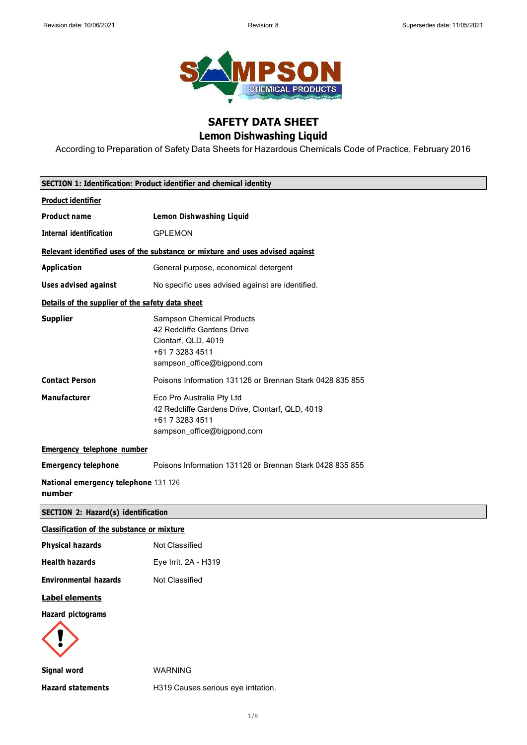# SAFETY DATA SHEET

## Lemon Dishwashing Liquid

According to Preparation of Safety Data Sheets for Hazardous Chemicals Code of Practice, February 2016

### SECTION 1: Identification: Product identifier and chemical identity

**Product identifier**

| | |
|---|---|
| **Product name** | **Lemon Dishwashing Liquid** |
| **Internal identification** | GPLEMON |

**Relevant identified uses of the substance or mixture and uses advised against**

| | |
|---|---|
| **Application** | General purpose, economical detergent |
| **Uses advised against** | No specific uses advised against are identified. |

**Details of the supplier of the safety data sheet**

| | |
|---|---|
| **Supplier** | Sampson Chemical Products<br>42 Redcliffe Gardens Drive<br>Clontarf, QLD, 4019<br>+61 7 3283 4511<br>sampson_office@bigpond.com |
| **Contact Person** | Poisons Information 131126 or Brennan Stark 0428 835 855 |
| **Manufacturer** | Eco Pro Australia Pty Ltd<br>42 Redcliffe Gardens Drive, Clontarf, QLD, 4019<br>+61 7 3283 4511<br>sampson_office@bigpond.com |

**Emergency telephone number**

| | |
|---|---|
| **Emergency telephone** | Poisons Information 131126 or Brennan Stark 0428 835 855 |
| **National emergency telephone number** | 131 126 |

### SECTION 2: Hazard(s) identification

**Classification of the substance or mixture**

| | |
|---|---|
| **Physical hazards** | Not Classified |
| **Health hazards** | Eye Irrit. 2A - H319 |
| **Environmental hazards** | Not Classified |

**Label elements**

**Hazard pictograms**

| | |
|---|---|
| **Signal word** | WARNING |
| **Hazard statements** | H319 Causes serious eye irritation. |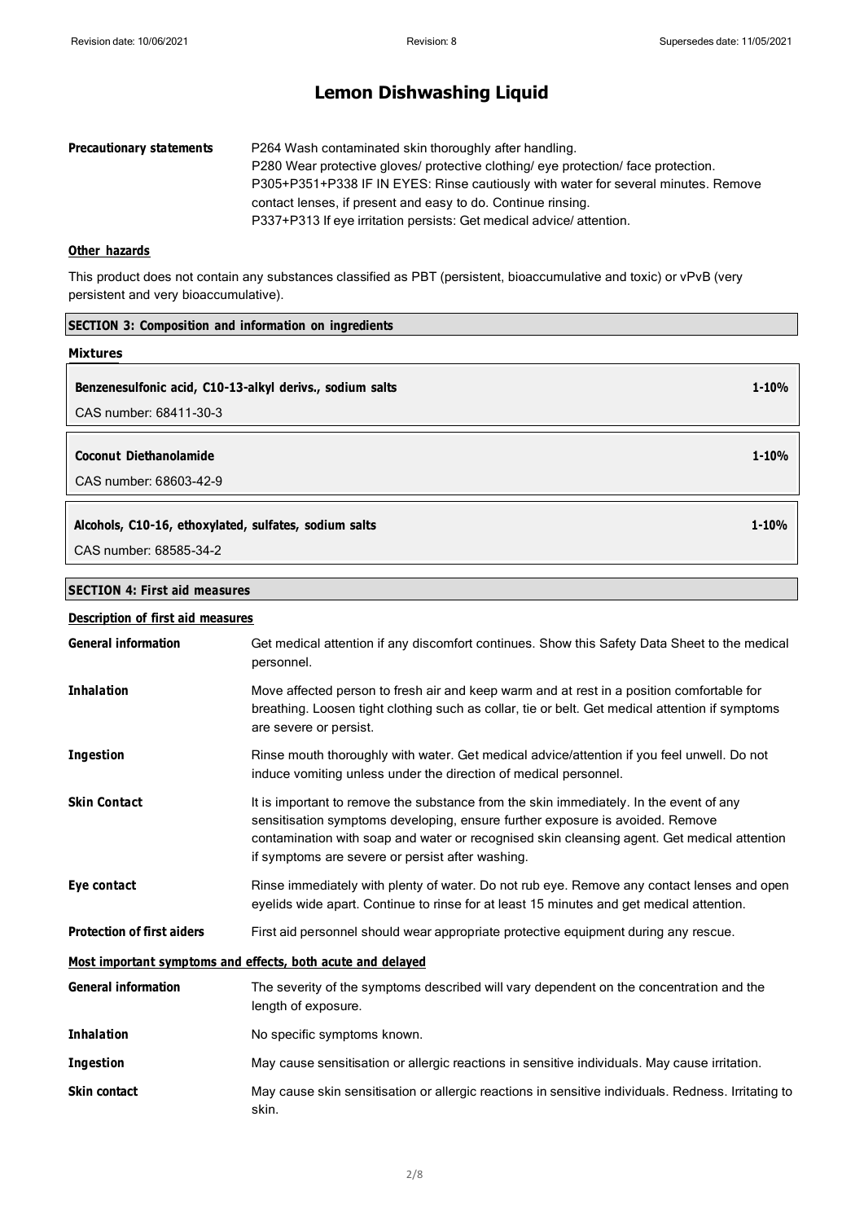# Lemon Dishwashing Liquid

| | |
|---|---|
| **Precautionary statements** | P264 Wash contaminated skin thoroughly after handling.<br>P280 Wear protective gloves/ protective clothing/ eye protection/ face protection.<br>P305+P351+P338 IF IN EYES: Rinse cautiously with water for several minutes. Remove contact lenses, if present and easy to do. Continue rinsing.<br>P337+P313 If eye irritation persists: Get medical advice/ attention. |

### Other hazards

This product does not contain any substances classified as PBT (persistent, bioaccumulative and toxic) or vPvB (very persistent and very bioaccumulative).

## SECTION 3: Composition and information on ingredients

### Mixtures

| | |
|---|---|
| **Benzenesulfonic acid, C10-13-alkyl derivs., sodium salts** | **1-10%** |
| CAS number: 68411-30-3 | |

| | |
|---|---|
| **Coconut Diethanolamide** | **1-10%** |
| CAS number: 68603-42-9 | |

| | |
|---|---|
| **Alcohols, C10-16, ethoxylated, sulfates, sodium salts** | **1-10%** |
| CAS number: 68585-34-2 | |

## SECTION 4: First aid measures

### Description of first aid measures

| | |
|---|---|
| **General information** | Get medical attention if any discomfort continues. Show this Safety Data Sheet to the medical personnel. |
| **Inhalation** | Move affected person to fresh air and keep warm and at rest in a position comfortable for breathing. Loosen tight clothing such as collar, tie or belt. Get medical attention if symptoms are severe or persist. |
| **Ingestion** | Rinse mouth thoroughly with water. Get medical advice/attention if you feel unwell. Do not induce vomiting unless under the direction of medical personnel. |
| **Skin Contact** | It is important to remove the substance from the skin immediately. In the event of any sensitisation symptoms developing, ensure further exposure is avoided. Remove contamination with soap and water or recognised skin cleansing agent. Get medical attention if symptoms are severe or persist after washing. |
| **Eye contact** | Rinse immediately with plenty of water. Do not rub eye. Remove any contact lenses and open eyelids wide apart. Continue to rinse for at least 15 minutes and get medical attention. |
| **Protection of first aiders** | First aid personnel should wear appropriate protective equipment during any rescue. |

### Most important symptoms and effects, both acute and delayed

| | |
|---|---|
| **General information** | The severity of the symptoms described will vary dependent on the concentration and the length of exposure. |
| **Inhalation** | No specific symptoms known. |
| **Ingestion** | May cause sensitisation or allergic reactions in sensitive individuals. May cause irritation. |
| **Skin contact** | May cause skin sensitisation or allergic reactions in sensitive individuals. Redness. Irritating to skin. |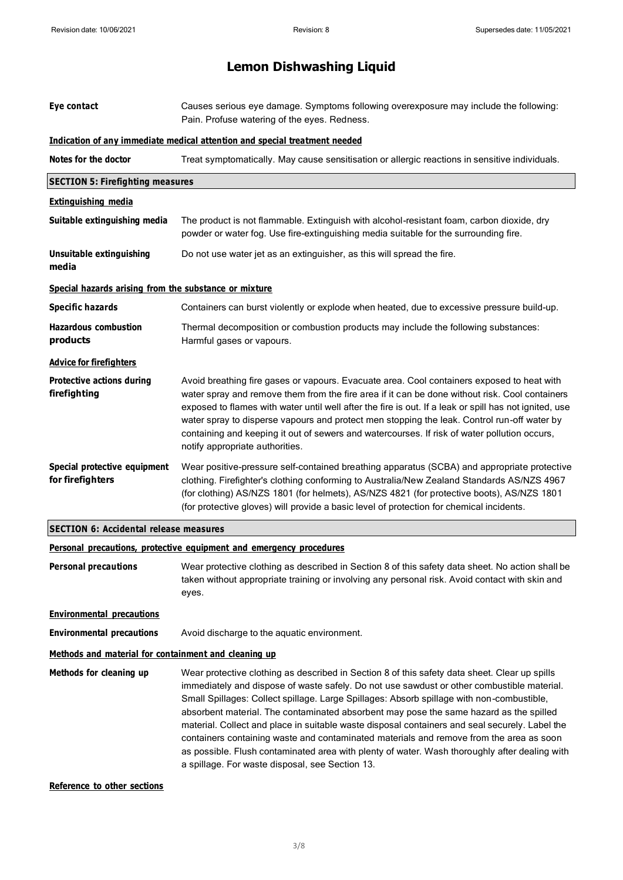# Lemon Dishwashing Liquid

**Eye contact** Causes serious eye damage. Symptoms following overexposure may include the following: Pain. Profuse watering of the eyes. Redness.

**Indication of any immediate medical attention and special treatment needed**

**Notes for the doctor** Treat symptomatically. May cause sensitisation or allergic reactions in sensitive individuals.

## SECTION 5: Firefighting measures

**Extinguishing media**

**Suitable extinguishing media** The product is not flammable. Extinguish with alcohol-resistant foam, carbon dioxide, dry powder or water fog. Use fire-extinguishing media suitable for the surrounding fire.

**Unsuitable extinguishing media** Do not use water jet as an extinguisher, as this will spread the fire.

**Special hazards arising from the substance or mixture**

**Specific hazards** Containers can burst violently or explode when heated, due to excessive pressure build-up.

**Hazardous combustion products** Thermal decomposition or combustion products may include the following substances: Harmful gases or vapours.

**Advice for firefighters**

**Protective actions during firefighting** Avoid breathing fire gases or vapours. Evacuate area. Cool containers exposed to heat with water spray and remove them from the fire area if it can be done without risk. Cool containers exposed to flames with water until well after the fire is out. If a leak or spill has not ignited, use water spray to disperse vapours and protect men stopping the leak. Control run-off water by containing and keeping it out of sewers and watercourses. If risk of water pollution occurs, notify appropriate authorities.

**Special protective equipment for firefighters** Wear positive-pressure self-contained breathing apparatus (SCBA) and appropriate protective clothing. Firefighter's clothing conforming to Australia/New Zealand Standards AS/NZS 4967 (for clothing) AS/NZS 1801 (for helmets), AS/NZS 4821 (for protective boots), AS/NZS 1801 (for protective gloves) will provide a basic level of protection for chemical incidents.

## SECTION 6: Accidental release measures

**Personal precautions, protective equipment and emergency procedures**

**Personal precautions** Wear protective clothing as described in Section 8 of this safety data sheet. No action shall be taken without appropriate training or involving any personal risk. Avoid contact with skin and eyes.

**Environmental precautions**

**Environmental precautions** Avoid discharge to the aquatic environment.

**Methods and material for containment and cleaning up**

**Methods for cleaning up** Wear protective clothing as described in Section 8 of this safety data sheet. Clear up spills immediately and dispose of waste safely. Do not use sawdust or other combustible material. Small Spillages: Collect spillage. Large Spillages: Absorb spillage with non-combustible, absorbent material. The contaminated absorbent may pose the same hazard as the spilled material. Collect and place in suitable waste disposal containers and seal securely. Label the containers containing waste and contaminated materials and remove from the area as soon as possible. Flush contaminated area with plenty of water. Wash thoroughly after dealing with a spillage. For waste disposal, see Section 13.

**Reference to other sections**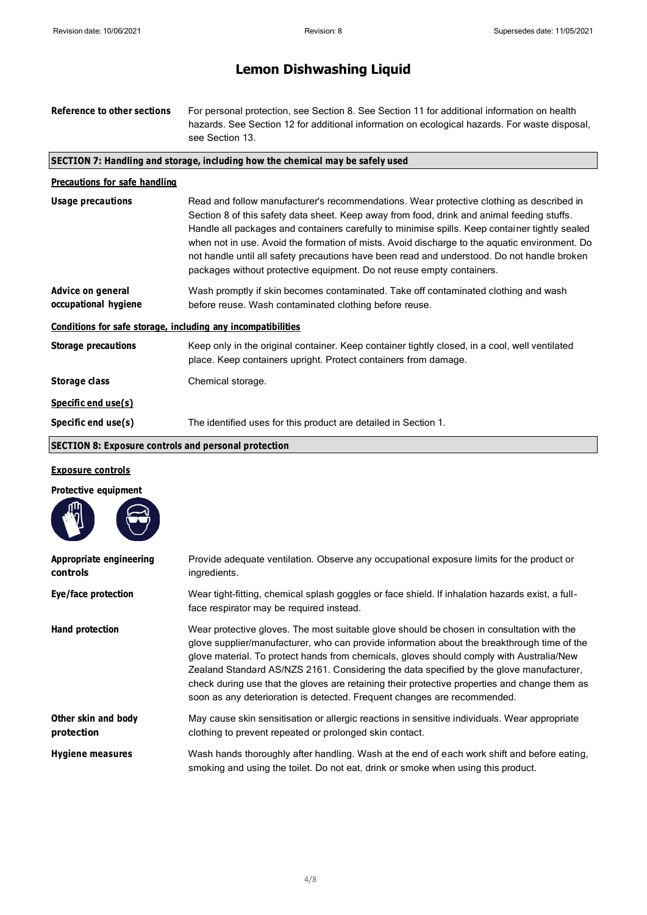# Lemon Dishwashing Liquid

**Reference to other sections** For personal protection, see Section 8. See Section 11 for additional information on health hazards. See Section 12 for additional information on ecological hazards. For waste disposal, see Section 13.

## SECTION 7: Handling and storage, including how the chemical may be safely used

### Precautions for safe handling

**Usage precautions** Read and follow manufacturer's recommendations. Wear protective clothing as described in Section 8 of this safety data sheet. Keep away from food, drink and animal feeding stuffs. Handle all packages and containers carefully to minimise spills. Keep container tightly sealed when not in use. Avoid the formation of mists. Avoid discharge to the aquatic environment. Do not handle until all safety precautions have been read and understood. Do not handle broken packages without protective equipment. Do not reuse empty containers.

**Advice on general occupational hygiene** Wash promptly if skin becomes contaminated. Take off contaminated clothing and wash before reuse. Wash contaminated clothing before reuse.

### Conditions for safe storage, including any incompatibilities

**Storage precautions** Keep only in the original container. Keep container tightly closed, in a cool, well ventilated place. Keep containers upright. Protect containers from damage.

**Storage class** Chemical storage.

### Specific end use(s)

**Specific end use(s)** The identified uses for this product are detailed in Section 1.

## SECTION 8: Exposure controls and personal protection

### Exposure controls

**Protective equipment**

**Appropriate engineering controls** Provide adequate ventilation. Observe any occupational exposure limits for the product or ingredients.

**Eye/face protection** Wear tight-fitting, chemical splash goggles or face shield. If inhalation hazards exist, a full-face respirator may be required instead.

**Hand protection** Wear protective gloves. The most suitable glove should be chosen in consultation with the glove supplier/manufacturer, who can provide information about the breakthrough time of the glove material. To protect hands from chemicals, gloves should comply with Australia/New Zealand Standard AS/NZS 2161. Considering the data specified by the glove manufacturer, check during use that the gloves are retaining their protective properties and change them as soon as any deterioration is detected. Frequent changes are recommended.

**Other skin and body protection** May cause skin sensitisation or allergic reactions in sensitive individuals. Wear appropriate clothing to prevent repeated or prolonged skin contact.

**Hygiene measures** Wash hands thoroughly after handling. Wash at the end of each work shift and before eating, smoking and using the toilet. Do not eat, drink or smoke when using this product.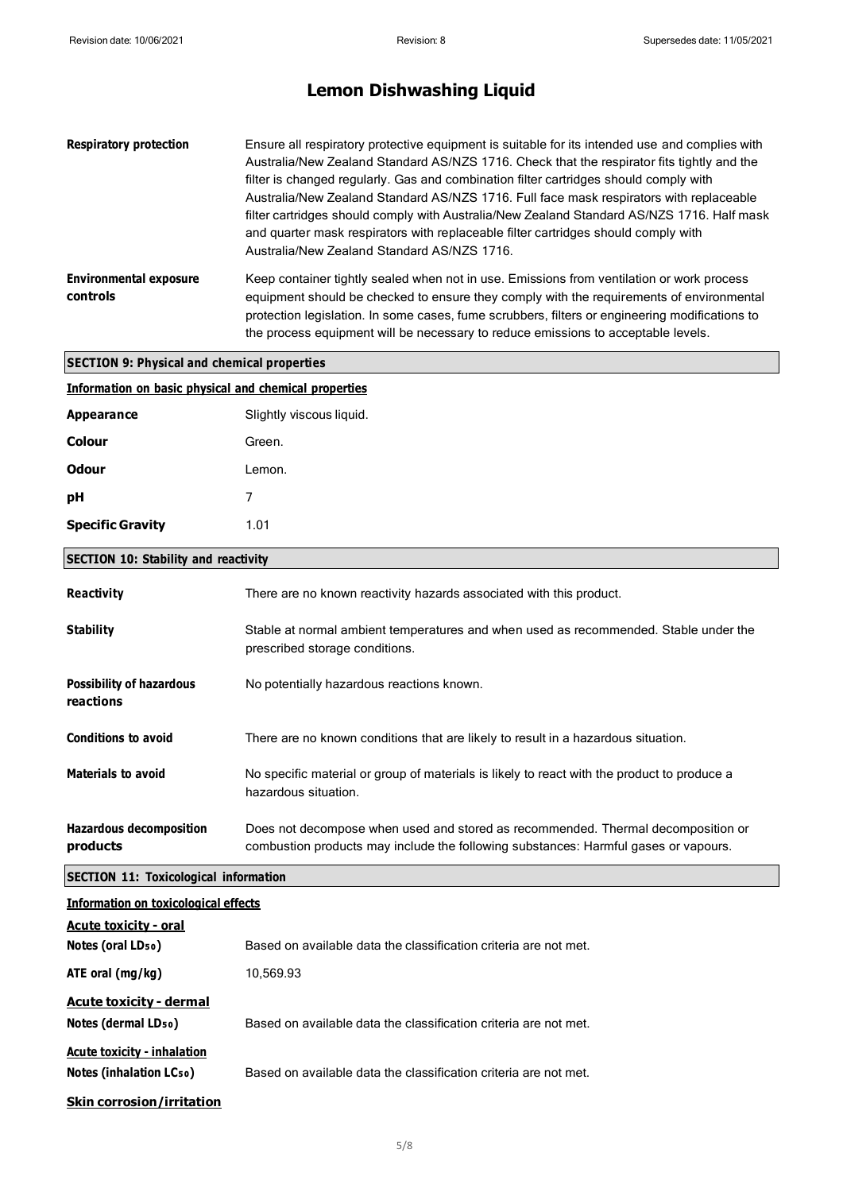**Respiratory protection**

Ensure all respiratory protective equipment is suitable for its intended use and complies with Australia/New Zealand Standard AS/NZS 1716. Check that the respirator fits tightly and the filter is changed regularly. Gas and combination filter cartridges should comply with Australia/New Zealand Standard AS/NZS 1716. Full face mask respirators with replaceable filter cartridges should comply with Australia/New Zealand Standard AS/NZS 1716. Half mask and quarter mask respirators with replaceable filter cartridges should comply with Australia/New Zealand Standard AS/NZS 1716.

**Environmental exposure controls**

Keep container tightly sealed when not in use. Emissions from ventilation or work process equipment should be checked to ensure they comply with the requirements of environmental protection legislation. In some cases, fume scrubbers, filters or engineering modifications to the process equipment will be necessary to reduce emissions to acceptable levels.

## SECTION 9: Physical and chemical properties

### Information on basic physical and chemical properties

| | |
|---|---|
| **Appearance** | Slightly viscous liquid. |
| **Colour** | Green. |
| **Odour** | Lemon. |
| **pH** | 7 |
| **Specific Gravity** | 1.01 |

## SECTION 10: Stability and reactivity

**Reactivity**

There are no known reactivity hazards associated with this product.

**Stability**

Stable at normal ambient temperatures and when used as recommended. Stable under the prescribed storage conditions.

**Possibility of hazardous reactions**

No potentially hazardous reactions known.

**Conditions to avoid**

There are no known conditions that are likely to result in a hazardous situation.

**Materials to avoid**

No specific material or group of materials is likely to react with the product to produce a hazardous situation.

**Hazardous decomposition products**

Does not decompose when used and stored as recommended. Thermal decomposition or combustion products may include the following substances: Harmful gases or vapours.

## SECTION 11: Toxicological information

### Information on toxicological effects

**Acute toxicity - oral**

| | |
|---|---|
| **Notes (oral $LD_{50}$)** | Based on available data the classification criteria are not met. |
| **ATE oral (mg/kg)** | 10,569.93 |

**Acute toxicity - dermal**

| | |
|---|---|
| **Notes (dermal $LD_{50}$)** | Based on available data the classification criteria are not met. |

**Acute toxicity - inhalation**

| | |
|---|---|
| **Notes (inhalation $LC_{50}$)** | Based on available data the classification criteria are not met. |

**Skin corrosion/irritation**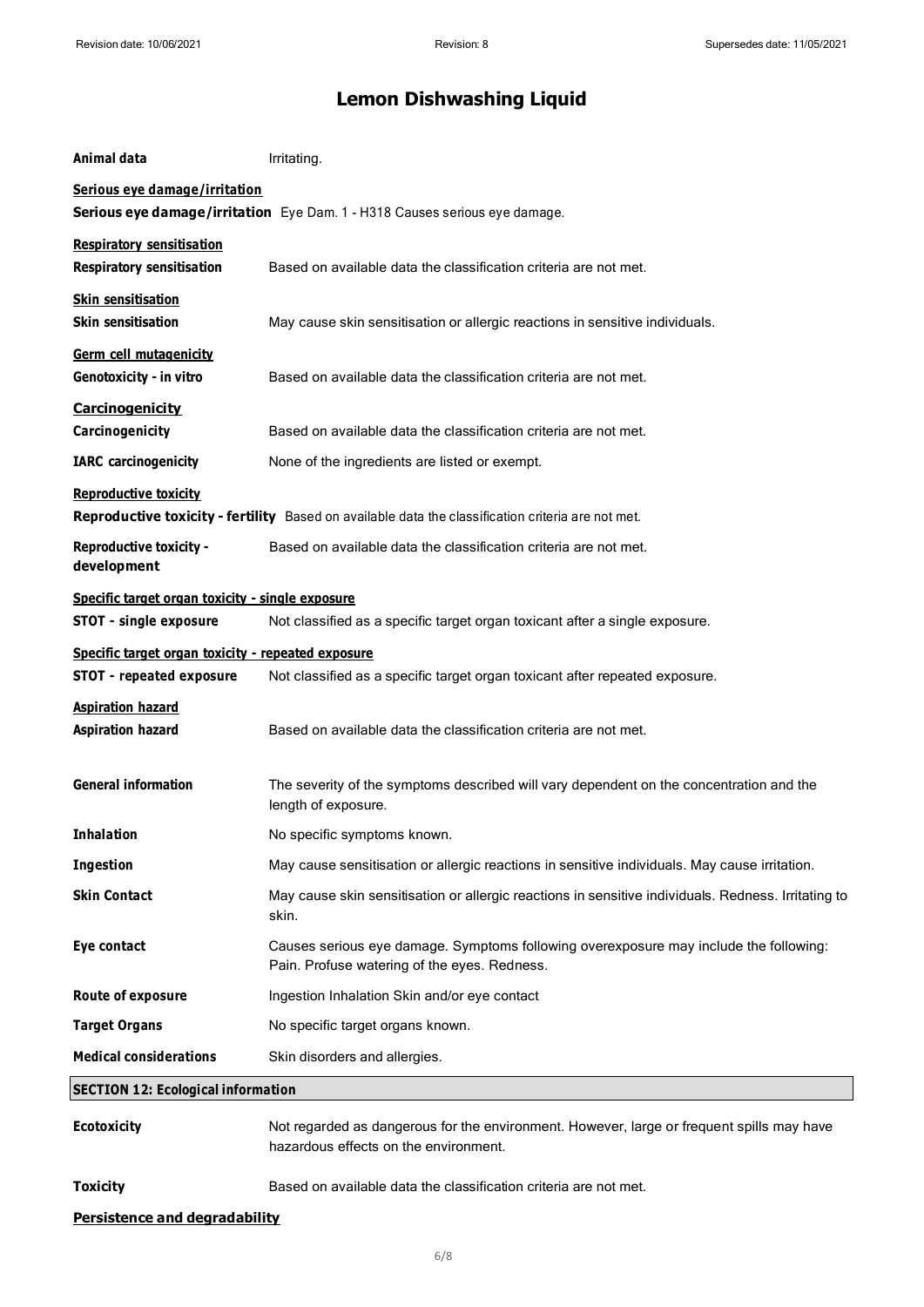**Animal data** Irritating.

**Serious eye damage/irritation**

**Serious eye damage/irritation** Eye Dam. 1 - H318 Causes serious eye damage.

**Respiratory sensitisation**

**Respiratory sensitisation** Based on available data the classification criteria are not met.

**Skin sensitisation**

**Skin sensitisation** May cause skin sensitisation or allergic reactions in sensitive individuals.

**Germ cell mutagenicity**

**Genotoxicity - in vitro** Based on available data the classification criteria are not met.

**Carcinogenicity**

**Carcinogenicity** Based on available data the classification criteria are not met.

**IARC carcinogenicity** None of the ingredients are listed or exempt.

**Reproductive toxicity**

**Reproductive toxicity - fertility** Based on available data the classification criteria are not met.

**Reproductive toxicity - development** Based on available data the classification criteria are not met.

**Specific target organ toxicity - single exposure**

**STOT - single exposure** Not classified as a specific target organ toxicant after a single exposure.

**Specific target organ toxicity - repeated exposure**

**STOT - repeated exposure** Not classified as a specific target organ toxicant after repeated exposure.

**Aspiration hazard**

**Aspiration hazard** Based on available data the classification criteria are not met.

**General information** The severity of the symptoms described will vary dependent on the concentration and the length of exposure.

**Inhalation** No specific symptoms known.

**Ingestion** May cause sensitisation or allergic reactions in sensitive individuals. May cause irritation.

**Skin Contact** May cause skin sensitisation or allergic reactions in sensitive individuals. Redness. Irritating to skin.

**Eye contact** Causes serious eye damage. Symptoms following overexposure may include the following: Pain. Profuse watering of the eyes. Redness.

**Route of exposure** Ingestion Inhalation Skin and/or eye contact

**Target Organs** No specific target organs known.

**Medical considerations** Skin disorders and allergies.

## SECTION 12: Ecological information

**Ecotoxicity** Not regarded as dangerous for the environment. However, large or frequent spills may have hazardous effects on the environment.

**Toxicity** Based on available data the classification criteria are not met.

**Persistence and degradability**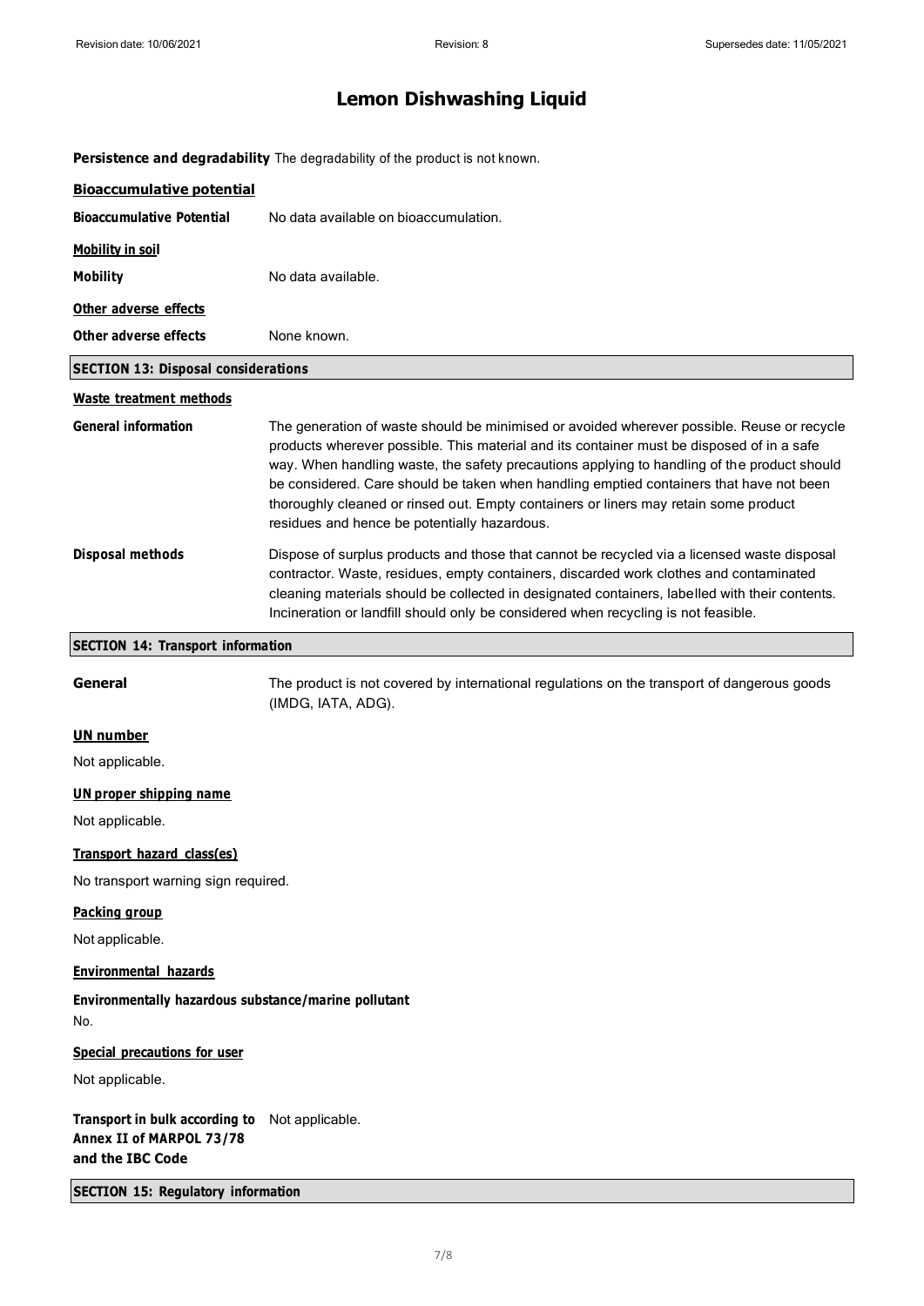**Persistence and degradability** The degradability of the product is not known.

**Bioaccumulative potential**

**Bioaccumulative Potential** No data available on bioaccumulation.

**Mobility in soil**

**Mobility** No data available.

**Other adverse effects**

**Other adverse effects** None known.

## SECTION 13: Disposal considerations

**Waste treatment methods**

**General information** The generation of waste should be minimised or avoided wherever possible. Reuse or recycle products wherever possible. This material and its container must be disposed of in a safe way. When handling waste, the safety precautions applying to handling of the product should be considered. Care should be taken when handling emptied containers that have not been thoroughly cleaned or rinsed out. Empty containers or liners may retain some product residues and hence be potentially hazardous.

**Disposal methods** Dispose of surplus products and those that cannot be recycled via a licensed waste disposal contractor. Waste, residues, empty containers, discarded work clothes and contaminated cleaning materials should be collected in designated containers, labelled with their contents. Incineration or landfill should only be considered when recycling is not feasible.

## SECTION 14: Transport information

**General** The product is not covered by international regulations on the transport of dangerous goods (IMDG, IATA, ADG).

**UN number**

Not applicable.

**UN proper shipping name**

Not applicable.

**Transport hazard class(es)**

No transport warning sign required.

**Packing group**

Not applicable.

**Environmental hazards**

**Environmentally hazardous substance/marine pollutant**

No.

**Special precautions for user**

Not applicable.

**Transport in bulk according to Annex II of MARPOL 73/78 and the IBC Code** Not applicable.

## SECTION 15: Regulatory information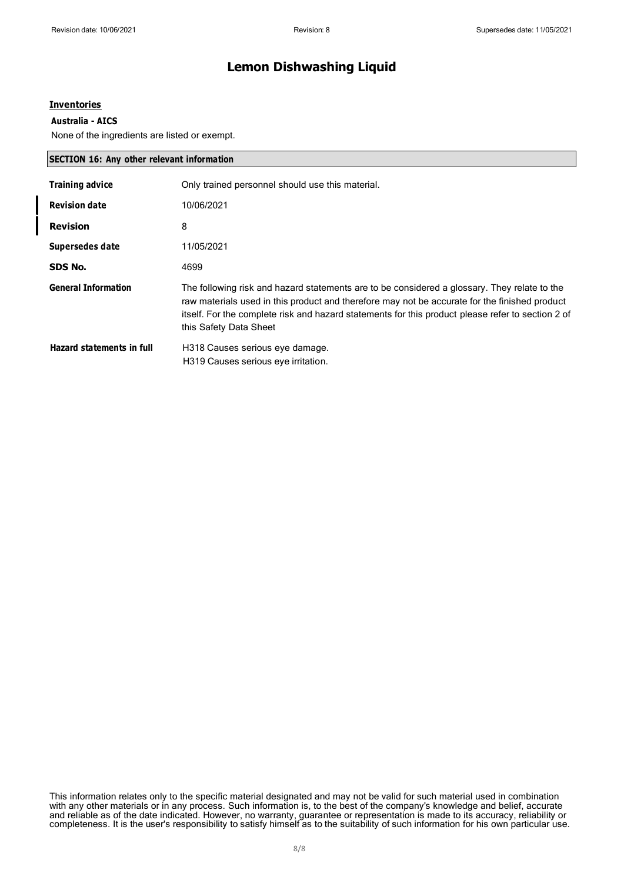# Lemon Dishwashing Liquid

**Inventories**

**Australia - AICS**

None of the ingredients are listed or exempt.

## SECTION 16: Any other relevant information

| | |
|---|---|
| **Training advice** | Only trained personnel should use this material. |
| **Revision date** | 10/06/2021 |
| **Revision** | 8 |
| **Supersedes date** | 11/05/2021 |
| **SDS No.** | 4699 |
| **General Information** | The following risk and hazard statements are to be considered a glossary. They relate to the raw materials used in this product and therefore may not be accurate for the finished product itself. For the complete risk and hazard statements for this product please refer to section 2 of this Safety Data Sheet |
| **Hazard statements in full** | H318 Causes serious eye damage.<br>H319 Causes serious eye irritation. |

This information relates only to the specific material designated and may not be valid for such material used in combination with any other materials or in any process. Such information is, to the best of the company's knowledge and belief, accurate and reliable as of the date indicated. However, no warranty, guarantee or representation is made to its accuracy, reliability or completeness. It is the user's responsibility to satisfy himself as to the suitability of such information for his own particular use.